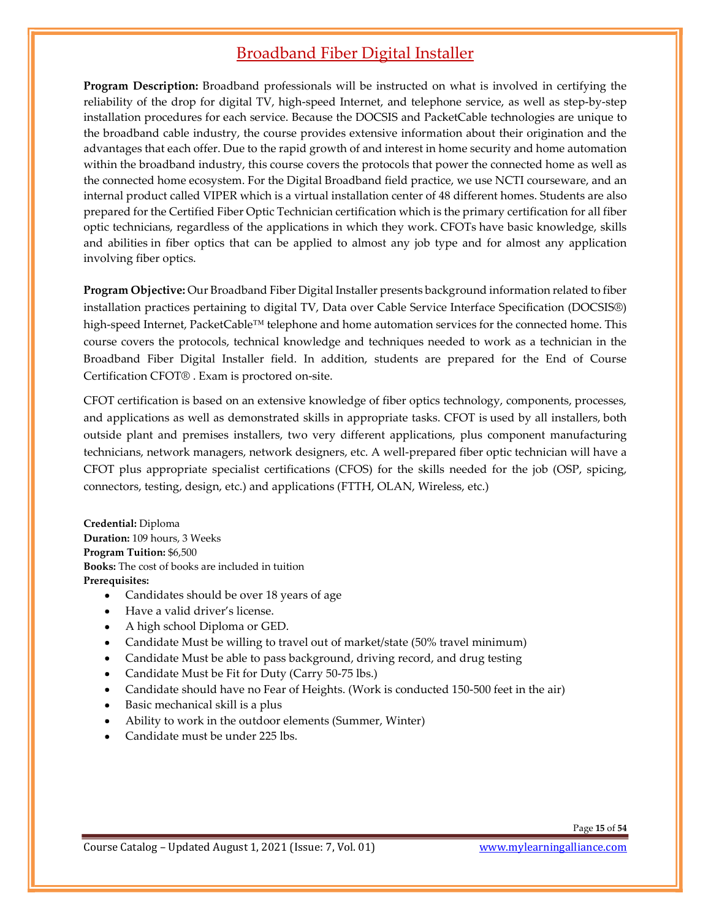# Broadband Fiber Digital Installer

**Program Description:** Broadband professionals will be instructed on what is involved in certifying the reliability of the drop for digital TV, high-speed Internet, and telephone service, as well as step-by-step installation procedures for each service. Because the DOCSIS and PacketCable technologies are unique to the broadband cable industry, the course provides extensive information about their origination and the advantages that each offer. Due to the rapid growth of and interest in home security and home automation within the broadband industry, this course covers the protocols that power the connected home as well as the connected home ecosystem. For the Digital Broadband field practice, we use NCTI courseware, and an internal product called VIPER which is a virtual installation center of 48 different homes. Students are also prepared for the Certified Fiber Optic Technician certification which is the primary certification for all fiber optic technicians, regardless of the applications in which they work. CFOTs have basic knowledge, skills and abilities in fiber optics that can be applied to almost any job type and for almost any application involving fiber optics.

**Program Objective:** Our Broadband Fiber Digital Installer presents background information related to fiber installation practices pertaining to digital TV, Data over Cable Service Interface Specification (DOCSIS®) high-speed Internet, PacketCable™ telephone and home automation services for the connected home. This course covers the protocols, technical knowledge and techniques needed to work as a technician in the Broadband Fiber Digital Installer field. In addition, students are prepared for the End of Course Certification CFOT® . Exam is proctored on-site.

CFOT certification is based on an extensive knowledge of fiber optics technology, components, processes, and applications as well as demonstrated skills in appropriate tasks. CFOT is used by all installers, both outside plant and premises installers, two very different applications, plus component manufacturing technicians, network managers, network designers, etc. A well-prepared fiber optic technician will have a CFOT plus appropriate specialist certifications (CFOS) for the skills needed for the job (OSP, spicing, connectors, testing, design, etc.) and applications (FTTH, OLAN, Wireless, etc.)

**Credential:** Diploma
**Duration:** 109 hours, 3 Weeks
**Program Tuition:** $6,500
**Books:** The cost of books are included in tuition
**Prerequisites:**

- Candidates should be over 18 years of age
- Have a valid driver's license.
- A high school Diploma or GED.
- Candidate Must be willing to travel out of market/state (50% travel minimum)
- Candidate Must be able to pass background, driving record, and drug testing
- Candidate Must be Fit for Duty (Carry 50-75 lbs.)
- Candidate should have no Fear of Heights. (Work is conducted 150-500 feet in the air)
- Basic mechanical skill is a plus
- Ability to work in the outdoor elements (Summer, Winter)
- Candidate must be under 225 lbs.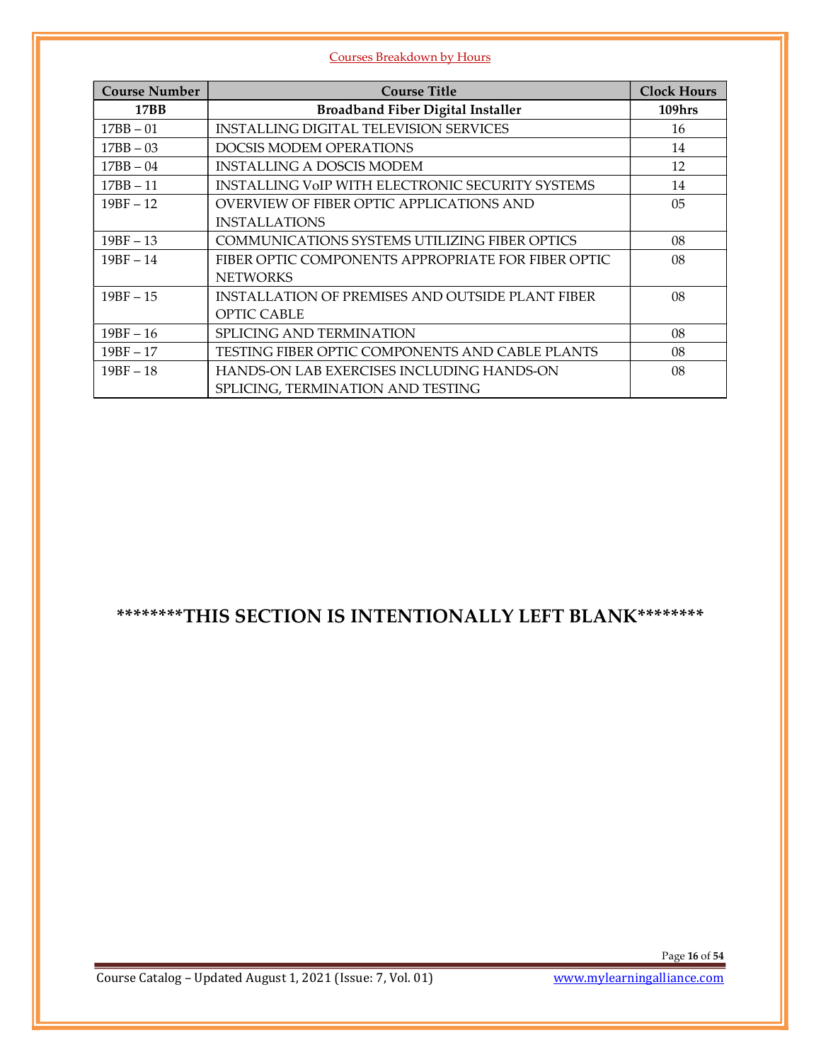Courses Breakdown by Hours

| Course Number | Course Title | Clock Hours |
|---|---|---|
| **17BB** | **Broadband Fiber Digital Installer** | **109hrs** |
| 17BB – 01 | INSTALLING DIGITAL TELEVISION SERVICES | 16 |
| 17BB – 03 | DOCSIS MODEM OPERATIONS | 14 |
| 17BB – 04 | INSTALLING A DOSCIS MODEM | 12 |
| 17BB – 11 | INSTALLING VoIP WITH ELECTRONIC SECURITY SYSTEMS | 14 |
| 19BF – 12 | OVERVIEW OF FIBER OPTIC APPLICATIONS AND INSTALLATIONS | 05 |
| 19BF – 13 | COMMUNICATIONS SYSTEMS UTILIZING FIBER OPTICS | 08 |
| 19BF – 14 | FIBER OPTIC COMPONENTS APPROPRIATE FOR FIBER OPTIC NETWORKS | 08 |
| 19BF – 15 | INSTALLATION OF PREMISES AND OUTSIDE PLANT FIBER OPTIC CABLE | 08 |
| 19BF – 16 | SPLICING AND TERMINATION | 08 |
| 19BF – 17 | TESTING FIBER OPTIC COMPONENTS AND CABLE PLANTS | 08 |
| 19BF – 18 | HANDS-ON LAB EXERCISES INCLUDING HANDS-ON SPLICING, TERMINATION AND TESTING | 08 |

**********THIS SECTION IS INTENTIONALLY LEFT BLANK**********